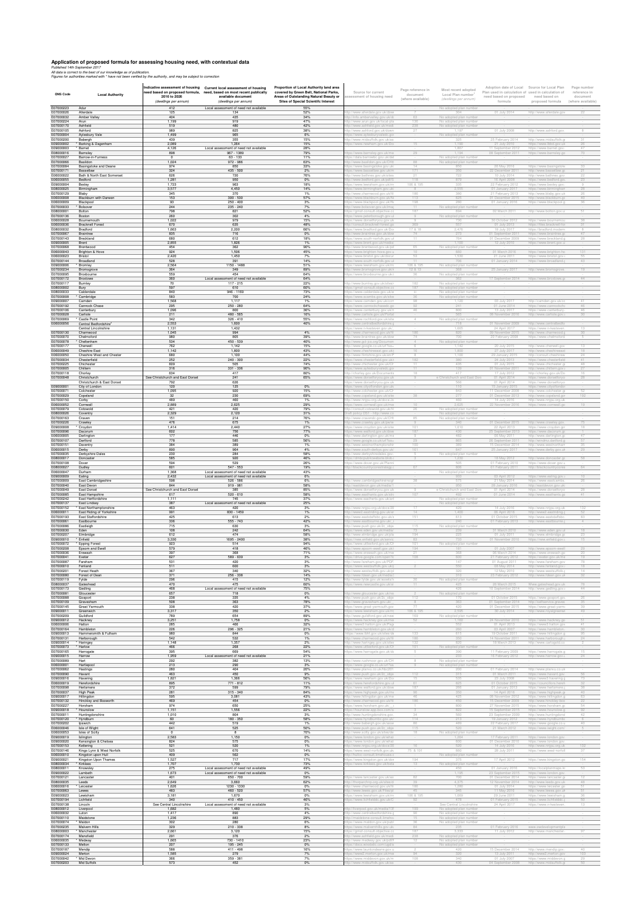# Application of proposed formula for assessing housing need, with contextual data

*Published 14th September 2017*

*All data is correct to the best of our knowledge as of publication.*

*Figures for authorities marked with \* have not been verified by the authority, and may be subject to correction*

| ONS Code | Local Authority | Indicative assessment of housing need based on proposed formula, 2016 to 2026 (dwellings per annum) | Current local assessment of housing need, based on most recent publically available document (dwellings per annum) | Proportion of Local Authority land area covered by Green Belt, National Parks, Areas of Outstanding Natural Beauty or Sites of Special Scientific Interest | Source for current assessment of housing need | Page reference in document (where available) | Most recent adopted Local Plan number[1] (dwellings per annum) | Adoption date of Local Plan used in calculation of need based on proposed formula | Source for Local Plan used in calculation of need based on proposed formula | Page number reference in document (where available) |
|---|---|---|---|---|---|---|---|---|---|---|
| E07000223 | Adur | 412 | Local assessment of need not available | 55% | | | No adopted plan number | | | |
| E07000026 | Allerdale | 125 | 134 | 52% | http://www.allerdale.gov.uk/dow | | 304 | 01 July 2014 | http://www.allerdale.gov | 22 |
| E07000032 | Amber Valley | 404 | 435 | 34% | http://info.ambervalley.gov.uk/d | 63 | No adopted plan number | | | |
| E07000224 | Arun | 1,199 | 919 | 47% | http://www.arun.gov.uk/local-pla | 135 | No adopted plan number | | | |
| E07000170 | Ashfield | 519 | 480 | 42% | http://www.ashfield.gov.uk/medi | 238 | No adopted plan number | | | |
| E07000105 | Ashford | 989 | 825 | 38% | http://www.ashford.gov.uk/down | 37 | 1,107 | 01 July 2008 | http://www.ashford.gov. | 8 |
| E07000004 | Aylesbury Vale | 1,499 | 965 | 6% | https://www.aylesburyvaledc.go | | No adopted plan number | | | |
| E07000200 | Babergh | 439 | 355 | 15% | http://www.midsuffolk.gov.uk/ass | | 325 | 25 February 2014 | http://www.midsuffolk.g | 31 |
| E09000002 | Barking & Dagenham | 2,089 | 1,264 | 15% | https://www.newham.gov.uk/Do | 75 | 1,190 | 20 July 2010 | https://www.lbbd.gov.uk | 26 |
| E09000003 | Barnet | 4,126 | Local assessment of need not available | 28% | | | 1,887 | 11 September 2012 | https://www.barnet.gov. | 47 |
| E08000016 | Barnsley | 898 | 967 - 1389 | 79% | https://www.barnsley.gov.uk/me | 29 | 1,134 | 09 September 2011 | https://www.barnsley.go | 70 |
| E07000027 | Barrow-in-Furness | 0 | 63 - 133 | 11% | https://bals.barrowbc.gov.uk/dat | | No adopted plan number | | | |
| E07000066 | Basildon | 1,024 | 972 - 986 | 63% | http://www.basildon.gov.uk/CHtt | 88 | No adopted plan number | | | |
| E07000084 | Basingstoke and Deane | 974 | 850 | 33% | https://www.basingstoke.gov.uk/ | 14 | 850 | 26 May 2016 | https://www.basingstoke | 23 |
| E07000171 | Bassetlaw | 324 | 435 - 500 | 2% | http://www.bassetlaw.gov.uk/m | 171 | 350 | 22 December 2011 | http://www.bassetlaw.go | 21 |
| E06000022 | Bath and North East Somerset | 626 | 720 | 76% | http://www.bathnes.gov.uk/sites/ | 21 | 732 | 10 July 2014 | http://www.bathnes.gov | 22 |
| E06000055 | Bedford | 1,281 | 950 | 0% | http://www.bedford.gov.uk/pdf/S | 110 | 873 | 16 April 2008 | https://www.bedford.gov. | 23 |
| E09000004 | Bexley | 1,723 | 963 | 18% | https://www.lewisham.gov.uk/m | 106 & 105 | 335 | 22 February 2012 | https://www.bexley.gov/ | 9 |
| E08000025 | Birmingham | 3,577 | 4,450 | 14% | https://www.birmingham.gov.uk/ | 8 | 2,555 | 01 January 2017 | https://www.birmingham | 28 |
| E07000129 | Blaby | 345 | 370 | 1% | http://www.charnwood.gov.uk/fil | 186 | 380 | 21 February 2013 | http://www.blaby.gov.uk | 28 |
| E06000008 | Blackburn with Darwen | 153 | 300 - 530 | 57% | http://www.blackburn.gov.uk/Ne | 113 | 625 | 01 December 2015 | http://www.blackburn.g | 40 |
| E06000009 | Blackpool | 93 | 250 - 400 | 3% | https://www.blackpool.gov.uk/Re | 196 | 280 | 01 January 2016 | https://www.blackpool.g | 38 |
| E07000033 | Bolsover | 244 | 235 - 240 | 7% | http://www.bolsover.gov.uk/imag | 11 | No adopted plan number | | | |
| E08000001 | Bolton | 796 | 621 | 52% | http://gmsf-consult.objective.co | 187 | 694 | 02 March 2011 | http://www.bolton.gov.u | 51 |
| E07000136 | Boston | 260 | 302 | 4% | https://www.peterborough.gov.uk | 8 | No adopted plan number | | | |
| E06000028 | Bournemouth | 1,022 | 979 | 15% | https://www.dorsetforyou.gov.uk | 8 | 730 | 30 October 2012 | https://www.bournemou | 34 |
| E06000036 | Bracknell Forest | 870 | 635 | 48% | http://consult.bracknell-forest.go | 369 | 557 | 01 July 2013 | https://files.bracknell-for | 31 |
| E08000032 | Bradford | 1,663 | 2,200 | 66% | https://www.bradford.gov.uk/Do | 17 & 18 | 2,476 | 18 July 2017 | https://bradford.modern | 8 |
| E07000067 | Braintree | 835 | 716 | 0% | https://www.braintree.gov.uk/dow | 74 | 273 | 01 September 2011 | https://www.braintree.g | 47 |
| E07000143 | Breckland | 680 | 612 | 18% | https://www.south-norfolk.gov.u | 11 | 764 | 01 December 2009 | https://www.breckland.g | 28 |
| E09000005 | Brent | 2,855 | 1,826 | 1% | https://www.brent.gov.uk/media/ | 7 | 1,160 | 12 July 2010 | https://www.brent.gov.u | 8 |
| E07000068 | Brentwood | 454 | 362 | 90% | http://www.brentwood.gov.uk/pd | 65 | No adopted plan number | | | |
| E06000043 | Brighton & Hove | 924 | 1,506 | 45% | https://www.brighton-hove.gov.u | 10 | 660 | 01 March 2016 | https://www.brighton-ho | 131 |
| E06000023 | Bristol | 2,420 | 1,450 | 7% | https://www.bristol.gov.uk/docur | 53 | 1,330 | 21 June 2011 | https://www.bristol.gov.u | 55 |
| E07000144 | Broadland | 528 | 391 | 14% | https://www.south-norfolk.gov.u | 11 | 708 | 01 January 2014 | http://www.broadland.g | 43 |
| E09000006 | Bromley | 2,564 | 1150 - 1488 | 51% | https://www.lewisham.gov.uk/m | 106 & 105 | No adopted plan number | | | |
| E07000234 | Bromsgrove | 364 | 349 | 89% | http://www.bromsgrove.gov.uk/c | 12 & 13 | 368 | 25 January 2017 | http://www.bromsgrove. | 19 |
| E07000095 | Broxbourne | 559 | 454 | 64% | https://www.broxbourne.gov.uk/ | 90 | No adopted plan number | | | |
| E07000172 | Broxtowe | 360 | Local assessment of need not available | 64% | | | 362 | 17 September 2014 | https://www.broxtowe.g | 44 |
| E07000117 | Burnley | 70 | 117 - 215 | 22% | http://www.burnley.gov.uk/sites/ | 182 | No adopted plan number | | | |
| E08000002 | Bury | 597 | 610 | 60% | http://gmsf-consult.objective.co | 187 | No adopted plan number | | | |
| E08000033 | Calderdale | 840 | 946 - 1183 | 73% | https://www.calderdale.gov.uk/e | iii | No adopted plan number | | | |
| E07000008 | * Cambridge | 583 | 700 | 24% | http://www.scambs.gov.uk/sites | 56 | No adopted plan number | | | |
| E09000007 | Camden | 1,568 | 1,117 | 1% | https://www.camden.gov.uk/ccm | 96 | 1,120 | 08 July 2017 | http://camden.gov.uk/cc | 41 |
| E07000192 | Cannock Chase | 295 | 250 - 280 | 64% | http://www.cannockchasedc.go | 92 | 241 | 01 June 2014 | http://www.cannockchas | 46 |
| E07000106 | Canterbury | 1,096 | 800 | 36% | https://www.canterbury.gov.uk/m | 46 | 800 | 13 July 2017 | https://www.canterbury | 46 |
| E07000028 | Carlisle | 211 | 480 - 565 | 16% | http://www.carlisle.gov.uk/Portal | | 565 | 08 November 2016 | http://www.carlisle.gov | 30 |
| E07000069 | * Castle Point | 342 | 326 - 410 | 55% | https://www.rochford.gov.uk/site | 4 | No adopted plan number | | | |
| E06000056 | Central Bedfordshire* | 2,553 | 1,600 | 40% | http://www.centralbedfordshire.g | | 719 | 01 November 2009 | http://www.centralbedfo | |
| | Central Lincolnshire | 1,131 | 1,432 | | | | 1,665 | 24 April 2017 | https://www.n-kesteven | |
| E07000130 | Charnwood | 1,045 | 994 | 4% | http://www.charnwood.gov.uk/fil | 186 | 820 | 09 November 2015 | http://www.charnwood.g | 30 |
| E07000070 | Chelmsford | 980 | 805 | 39% | https://www.braintree.gov.uk/dow | 74 | 700 | 20 February 2008 | https://www.chelmsford | 5 |
| E07000078 | * Cheltenham | 534 | 450 - 539 | 40% | http://www.gct-jcs.org/Documen | 4 | No adopted plan number | | | |
| E07000177 | Cherwell | 762 | 1,142 | 15% | https://www.google.co.uk/url?sa | | 1,142 | 20 July 2015 | https://www.cherwell.gov | 13 |
| E06000049 | Cheshire East | 1,142 | 1,800 | 43% | http://www.cheshireeast.gov.uk/ | 10 | 1,800 | 27 July 2017 | http://www.cheshireeast | 18 |
| E06000050 | Cheshire West and Chester | 680 | 1,100 | 44% | https://www.cheshirewestandchester.gov.uk/ | 8 | 1,100 | 29 January 2015 | http://consult.cheshirew | 24 |
| E07000034 | Chesterfield | 252 | 240 - 300 | 22% | http://www.chesterfield.gov.uk/ | 182 | 380 | 24 July 2013 | https://www.chesterfield | 41 |
| E07000225 | Chichester | 609 | 505 | 74% | http://www.chichester.gov.uk/CH | 11 | 435 | 29 July 2015 | http://www.chichester.g | 48 |
| E07000005 | Chiltern | 316 | 331 - 336 | 90% | https://www.aylesburyvaledc.go | 11 | 139 | 01 November 2011 | http://www.chiltern.gov. | 27 |
| E07000118 | Chorley | 634 | 417 | 80% | http://chorley.gov.uk/Documents | 10 | 417 | 17 July 2012 | https://chorley.gov.uk/D | 16 |
| E07000048 | Christchurch | See Christchurch and East Dorset | 241 | 65% | https://www.dorsetforyou.gov.uk | 8 | e Christchurch and East Dors | 01 April 2014 | https://www.dorsetforyo | 28 |
| | Christchurch & East Dorset | 792 | 626 | | https://www.dorsetforyou.gov.uk | | 566 | 01 April 2014 | https://www.dorsetforyo | |
| E09000001 | City of London | 120 | 125 | 0% | https://www.cityoflondon.gov.uk/ | | 110 | 15 January 2015 | https://www.cityoflondon | |
| E07000071 | Colchester | 1,095 | 920 | 15% | https://www.colchester.gov.uk/ | | 843 | 11 December 2008 | https://www.colchester.g | 52 |
| E07000029 | Copeland | 32 | 230 | 69% | http://www.copeland.gov.uk/sites | 58 | 277 | 01 December 2013 | http://www.copeland.g | 142 |
| E07000150 | Corby | 469 | 460 | 1% | http://www.nnjpu.org.uk/docs/Jc | | 460 | 14 July 2016 | http://www.nnjpu.org.uk | |
| E06000052 | Cornwall | 2,889 | 2,625 | 29% | https://www.cornwall.gov.uk/me | 10 | 2,625 | 22 November 2016 | https://www.cornwall.go | 19 |
| E07000079 | Cotswold | 421 | 420 | 79% | http://consult.cotswold.gov.uk/fi | 20 | No adopted plan number | | | |
| E08000026 | Coventry | 2,329 | 2,120 | 31% | draft policy DS1 - http://www.co | | No adopted plan number | | | |
| E07000163 | Craven | 151 | 214 | 76% | http://www.cravendc.gov.uk/CHt | 65 | No adopted plan number | | | |
| E07000226 | Crawley | 476 | 675 | 1% | http://www.crawley.gov.uk/pw/w | 9 | 340 | 01 December 2015 | http://www.crawley.gov. | 75 |
| E09000008 | * Croydon | 1,414 | 2,440 | 27% | http://www.croydon.gov.uk/site | 101 | 1,010 | 22 April 2013 | https://www.croydon.go | 16 |
| E07000096 | Dacorum | 602 | 756 | 77% | http://www.watford.gov.uk/dow | 106 | 430 | 25 September 2013 | http://www.dacorum.g | 1 |
| E06000005 | Darlington | 177 | 446 | 0% | http://www.darlington.gov.uk/m | 9 | 462 | 08 May 2011 | http://www.darlington.g | 67 |
| E07000107 | Dartford | 778 | 585 | 56% | http://www.google.co.uk/url?sa= | 29 | 865 | 25 September 2011 | http://windmz.dartford. | 57 |
| E07000151 | Daventry | 384 | 389 | 1% | http://www.westnorthamptonshi | 100 | 389 | 15 December 2014 | http://www.westnortham | 35 |
| E06000015 | Derby | 890 | 964 | 4% | http://www.south-derbys.gov.uk/ | 101 | 647 | 25 January 2017 | https://www.derby.gov.u | 29 |
| E07000035 | Derbyshire Dales | 230 | 284 | 58% | http://www.derbyshiredales.gov. | 8 | No adopted plan number | | | |
| E08000017 | Doncaster | 585 | 920 | 46% | http://dmbcpublicwebsite.blob.c | 3 | 1,230 | 19 May 2012 | http://www.doncaster.g | 58 |
| E07000108 | Dover | 594 | 529 | 26% | https://www.dover.gov.uk/Plannin | | 505 | 01 February 2010 | https://www.dover.gov.u | |
| E08000027 | Dudley | 801 | 547 - 553 | 19% | http://blackcountrycorestrategy.c | 67 | 798 | 01 February 2011 | http://blackcountrycore | 64 |
| E06000047 | Durham | 1,368 | Local assessment of need not available | 43% | | | No adopted plan number | | | |
| E09000009 | Ealing | 2,432 | Local assessment of need not available | 6% | | | 933 | 03 April 2012 | https://www.ealing.gov. | 10 |
| E07000009 | East Cambridgeshire | 598 | 526 - 586 | 6% | http://www.cambridgeshireinsig | 56 | 575 | 21 May 2014 | http://www.eastcambs. | 28 |
| E07000040 | East Devon | 844 | 919 - 981 | 58% | http://eastdevon.gov.uk/media/1 | | 950 | 28 January 2016 | http://eastdevon.gov.uk/ | |
| E07000049 | East Dorset | See Christchurch and East Dorset | 385 | 85% | https://www.dorsetforyou.gov.uk | 8 | e Christchurch and East Dors | 01 April 2014 | https://www.dorsetforyo | 28 |
| E07000085 | East Hampshire | 617 | 520 - 610 | 58% | http://www.easthants.gov.uk/sit | 107 | 492 | 01 June 2014 | http://www.easthants.g | 43 |
| E07000242 | East Hertfordshire | 1,111 | 745 | 37% | http://www.eastherts.gov.uk/ | | No adopted plan number | | | |
| E07000137 | East Lindsey | 387 | Local assessment of need not available | 25% | | | No adopted plan number | | | |
| E07000152 | East Northamptonshire | 463 | 420 | 3% | http://www.nnjpu.org.uk/docs/20 | 17 | 420 | 14 July 2016 | http://www.nnjpu.org.uk | 132 |
| E06000011 | East Riding of Yorkshire | 991 | 800 - 1459 | 1% | http://www2.eastriding.gov.uk/w | 14 | 1,400 | 06 April 2016 | http://www2.eastriding.g | 52 |
| E07000193 | East Staffordshire | 425 | 613 | 2% | http://www.eaststaffsbc.gov.uk/s | 131 | 613 | 15 October 2015 | http://www.eaststaffsbc. | 83 |
| E07000061 | Eastbourne | 336 | 555 - 743 | 42% | http://www.eastbourne.gov.uk/ | | 240 | 01 February 2013 | http://www.eastbourne.g | 4 |
| E07000086 | Eastleigh | 715 | 630 | 3% | http://www.push.gov.uk/2c_obje | 115 | No adopted plan number | | | |
| E07000030 | Eden | 108 | 242 | 64% | http://www.eden.gov.uk/media/ | 70 | 239 | 01 March 2010 | http://www.eden.gov.uk | 18 |
| E07000207 | Elmbridge | 612 | 474 | 58% | http://www.elmbridge.gov.uk/ne | 134 | 225 | 01 July 2011 | http://www.elmbridge.go | 21 |
| E09000010 | * Enfield | 3,330 | 1695 - 2400 | 38% | https://new.enfield.gov.uk/servic | 63 | 733 | 01 November 2010 | https://new.enfield.gov. | 15 |
| E07000072 | Epping Forest | 923 | 514 | 94% | http://www.uttlesford.gov.uk/CF | 101 | No adopted plan number | | | |
| E07000208 | Epsom and Ewell | 579 | 418 | 46% | http://www.epsom-ewell.gov.uk/ | 194 | 181 | 01 July 2007 | http://www.epsom-ewell | 29 |
| E07000036 | Erewash | 397 | 368 | 71% | https://www.erewash.gov.uk/me | 21 | 368 | 08 March 2014 | http://www.erewash.go | 20 |
| E07000041 | Exeter | 627 | 589 - 639 | 3% | https://exeter.gov.uk/open?o | 108 | 650 | 21 February 2012 | https://exeter.gov.uk/m | 19 |
| E07000087 | Fareham | 531 | 420 | 3% | http://www.fareham.gov.uk/PDF | | 147 | 01 August 2011 | http://www.fareham.gov | 19 |
| E07000010 | Fenland | 511 | 600 | 3% | http://www.fenland.gov.uk/lo | 2 | 550 | 08 May 2014 | http://www.fenland.gov. | 18 |
| E07000201 | Forest Heath | 367 | 340 | 32% | http://www.westsuffolk.gov.uk/ | | 320 | 12 May 2010 | http://www.westsuffolk.g | 14 |
| E07000080 | Forest of Dean | 371 | 256 - 338 | 14% | https://www.fdean.gov.uk/media/ | | 316 | 23 February 2012 | http://www.fdean.gov.u | 32 |
| E07000119 | Fylde | 296 | 415 | 12% | http://www.fylde.gov.uk/assets/u | 36 | No adopted plan number | | | |
| E08000037 | Gateshead | 470 | 475 | 60% | http://www.newcastle.gov.uk/site | 11 | 425 | 26 March 2015 | Www.gateshead.gov.uk | 76 |
| E07000173 | Gedling | 468 | Local assessment of need not available | 75% | | | 425 | 10 September 2014 | http://www.gedling.gov. | 44 |
| E07000081 | Gloucester | 657 | 718 | 0% | http://www.gloucester.gov.uk/en | 2 | No adopted plan number | | | |
| E07000088 | Gosport | 238 | 335 | 4% | http://www.push.gov.uk/2c_obje | 112 | 170 | 01 October 2015 | http://www.gosport.gov. | 26 |
| E07000109 | Gravesham | 506 | 363 | 78% | https://www.gravesham.gov.uk/ | 8 | 363 | 01 September 2014 | http://selfservice.grave | 35 |
| E07000145 | Great Yarmouth | 338 | 420 | 37% | https://www.great-yarmouth.gov | 77 | 420 | 01 December 2015 | https://www.great-yarm | 39 |
| E09000011 | Greenwich | 3,317 | 350 | 2% | https://www.lewisham.gov.uk/m | 106 & 105 | 2,595 | 30 July 2014 | https://www.royalgreenwi | 43 |
| E07000209 | Guildford | 789 | 654 | 89% | http://www.guildford.gov.uk/new | 109 | No adopted plan number | | | |
| E09000012 | Hackney | 3,251 | 1,758 | 0% | http://www.hackney.gov.uk/ma | 52 | 1,160 | 24 November 2010 | http://www.hackney.go | 11 |
| E06000006 | Halton | 285 | 466 | 32% | http://www3.halton.gov.uk/Page | | 552 | 01 April 2013 | https://www3.halton.go | 41 |
| E07000164 | Hambleton | 226 | 296 - 325 | 21% | http://www.hambleton.gov.uk/d | | 280 | 03 April 2007 | https://www.hambleton. | 30 |
| E09000013 | Hammersmith & Fulham | 980 | 844 | 0% | https://www.lbhf.gov.uk/sites/de | 133 | 615 | 19 October 2011 | http://www.lbhf.gov.uk/ | 65 |
| E07000131 | Harborough | 542 | 532 | 1% | http://www.charnwood.gov.uk/fil | 186 | 350 | 14 November 2011 | http://www.harborough. | 24 |
| E09000014 | * Haringey | 1,148 | 1,357 | 2% | https://www.haringey.gov.uk/sites | 102 | 820 | 19 March 2013 | http://www.haringey.gov | 6 |
| E07000073 | * Harlow | 466 | 268 | 22% | http://www.uttlesford.gov.uk/CF | 101 | No adopted plan number | | | |
| E07000165 | Harrogate | 395 | 669 | 54% | http://www.harrogate.gov.uk/d | 8 | 390 | 11 February 2009 | http://www.harrogate.g | 15 |
| E09000015 | Harrow | 1,959 | Local assessment of need not available | 21% | | | 350 | 16 February 2012 | http://www.harrow.gov.u | 24 |
| E07000089 | Hart | 292 | 382 | 13% | http://www.rushmoor.gov.uk/CH | 8 | No adopted plan number | | | |
| E06000001 | Hartlepool | 213 | 290 | 3% | https://www.google.co.uk/url?sa | 10 | No adopted plan number | | | |
| E07000062 | Hastings | 280 | 404 | 26% | http://www.planvu.co.uk/hbc2011 | | 200 | 01 February 2014 | http://www.planvu.co.uk | |
| E07000090 | Havant | 463 | 450 | 9% | http://www.push.gov.uk/2c_obje | 112 | 315 | 01 March 2011 | https://www.havant.gov. | 56 |
| E09000016 | Havering | 1,821 | 1,366 | 56% | http://www.newham.gov.uk/Do | 75 | 535 | 26 July 2008 | http://www3.havering.g | 73 |
| E06000019 | Herefordshire | 895 | 771 - 812 | 11% | http://www.herefordshire.gov.uk | 87 | 825 | 01 October 2015 | https://councillors.heref | 32 |
| E07000098 | Hertsmere | 372 | 599 | 79% | http://www.watford.gov.uk/dow | 197 | 266 | 01 January 2013 | http://www.hertsmere.g | 38 |
| E07000037 | High Peak | 281 | 315 - 340 | 84% | http://www.highpeak.gov.uk/me | 90 | 350 | 14 April 2016 | http://www.highpeak.go | 40 |
| E09000017 | Hillingdon | 595 | 1,081 | 43% | http://www.hillingdon.gov.uk/m | 46 | 425 | 08 November 2012 | http://www.hillingdon.g | 63 |
| E07000132 | Hinckley and Bosworth | 469 | 454 | 0% | http://www.charnwood.gov.uk/fil | 186 | 450 | 15 December 2009 | http://www.hinckley-bos | 22 |
| E07000227 | Horsham | 974 | 650 | 25% | https://www.horsham.gov.uk/__c | 1 | 800 | 27 November 2015 | https://www.horsham.g | 54 |
| E09000018 | * Hounslow | 1,151 | 1,556 | 22% | https://www.hounslow.gov.uk/ | 3 | 822 | 15 September 2015 | http://www.hounslow.g | 92 |
| E07000011 | Huntingdonshire | 1,010 | 804 | 3% | http://www.huntingdonshire.gov. | 34 | 560 | 23 September 2009 | http://www.huntingdonsl | 42 |
| E07000120 | Hyndburn | 60 | 180 - 350 | 58% | http://www.hyndburnbc.gov.uk/ | 114 | 213 | 19 January 2012 | http://www.hyndburnbc | 26 |
| E07000202 | Ipswich | 442 | 519 | 1% | http://www.babergh.gov.uk/asse | 80 | 489 | 22 February 2017 | https://www.google.co.u | 40 |
| E06000046 | Isle of Wight | 641 | 525 | 70% | https://www.iwight.com/azservic | 115 | 520 | 01 March 2012 | https://www.iwight.com/ | 5 |
| E06000053 | Isles of Scilly | 0 | 8 | 70% | http://www.scilly.gov.uk/sites/de | 18 | No adopted plan number | | | |
| E09000019 | Islington | 2,583 | 1,150 | 0% | https://www.london.gov.uk/what | | 1,264 | 17 February 2011 | http://www.islington.gov | |
| E09000020 | Kensington & Chelsea | 824 | 575 | 0% | https://www.london.gov.uk/what | | 600 | 01 December 2010 | https://www.rbkc.gov. | |
| E07000153 | Kettering | 521 | 520 | 1% | http://www.nnjpu.org.uk/docs/20 | 16 | 520 | 14 July 2016 | http://www.nnjpu.org.uk | 132 |
| E07000146 | Kings Lynn & West Norfolk | 525 | 670 | 14% | http://www.west-norfolk.gov.uk/ | 75 & 101 | 660 | 28 July 2011 | https://www.west-norfol | 37 |
| E06000010 | Kingston upon Hull | 409 | 562 | 0% | http://hull-consult.limehouse.co | | No adopted plan number | | | |
| E09000021 | Kingston Upon Thames | 1,527 | 717 | 13% | https://www.kingston.gov.uk/dov | 134 | 375 | 17 April 2012 | https://www.kingston.go | 154 |
| E08000034 | Kirklees | 1,707 | 1,730 | 73% | https://www.kirklees.gov.uk/bene | 13 | No adopted plan number | | | |
| E08000011 | Knowsley | 275 | Local assessment of need not available | 49% | | | 450 | 01 January 2016 | http://localplanmaps.kn | 53 |
| E09000022 | Lambeth | 1,673 | Local assessment of need not available | 0% | | | 1,195 | 23 September 2015 | https://www.lambeth.go | |
| E07000121 | Lancaster | 461 | 650 - 760 | 59% | https://www.lancaster.gov.uk/as | 62 | 700 | 01 December 2014 | http://www.lancaster.go | 12 |
| E08000035 | Leeds | 2,649 | 3,660 | 62% | http://www.leeds.gov.uk/docs/ | 30 | 4,375 | 12 November 2014 | http://www.leeds.gov.uk | 48 |
| E06000016 | * Leicester | 1,626 | 1230 - 1330 | 0% | http://www.charnwood.gov.uk/fil | 186 | 1,280 | 01 July 2014 | http://www.leicester.go | 51 |
| E07000063 | Lewes | 483 | 460 - 520 | 57% | http://www.lewes.gov.uk/Files/pl | 45 | 345 | 11 May 2016 | http://www.lewes.gov.uk | 51 |
| E09000023 | Lewisham | 3,161 | 1,670 | 0% | https://www.lewisham.gov.uk/m | 106 & 105 | 1,069 | 29 June 2011 | https://www.lewisham.g | 36 |
| E07000194 | Lichfield | 340 | 410 - 450 | 46% | http://www.lichfielddc.gov.uk/do | 93 | 478 | 01 February 2015 | http://www.lichfielddc.g | 50 |
| E07000138 | Lincoln | See Central Lincolnshire | | 3% | | | See Central Lincolnshire | 24 April 2017 | https://www.n-kesteven | 13 |
| E08000012 | Liverpool | 1,882 | 1,480 | 5% | http://liverpool.gov.uk/media/13 | 159 | No adopted plan number | | | |
| E06000032 | Luton | 1,417 | 890 | 4% | http://www.centralbedfordshire.g | 90 | No adopted plan number | | | |
| E07000110 | Maidstone | 1,236 | 883 | 29% | http://maidstone-consult.limeho | 15 | No adopted plan number | | | |
| E07000074 | * Maldon | 302 | 280 | 8% | http://www.maldon.gov.uk/publi | 56 | No adopted plan number | | | |
| E07000235 | Malvern Hills | 329 | 210 - 338 | 8% | https://www.malvernhills.gov.uk/ | 84 | 235 | 01 February 2016 | www.swdevelopmentpla | |
| E08000003 | * Manchester | 2,661 | 3,120 | 15% | http://gmsf-consult.objective.co | 187 | 3,333 | 11 July 2012 | http://www.manchester | 97 |
| E07000174 | Mansfield | 291 | 376 | 2% | http://www.ashfield.gov.uk/medi | 228 | No adopted plan number | | | |
| E06000035 | * Medway | 1,665 | 730 - 1410 | 23% | http://www.medway.gov.uk/pdf/F | 2 | No adopted plan number | | | |
| E07000133 | Melton | 207 | 195 - 245 | 0% | http://docs.wixstatic.com/ugd/ba | | No adopted plan number | | | |
| E07000187 | Mendip | 586 | 411 - 496 | 16% | https://www.mendip.gov.uk/med | | 420 | 15 December 2014 | http://www.mendip.gov | 40 |
| E09000024 | Merton | 1,585 | 279 | 7% | https://www2.merton.gov.uk/Hou | 34 | 320 | 13 July 2011 | http://www2.merton.gov | 103 |
| E07000042 | Mid Devon | 366 | 359 - 381 | 7% | http://www.middevon.gov.uk/m | 108 | 340 | 01 July 2007 | http://www.middevon.g | 23 |
| E07000203 | Mid Suffolk | 573 | 452 | 8% | http://www.midsuffolk.gov.uk/ass | | 430 | 04 September 2008 | http://www.midsuffolk.g | 20 |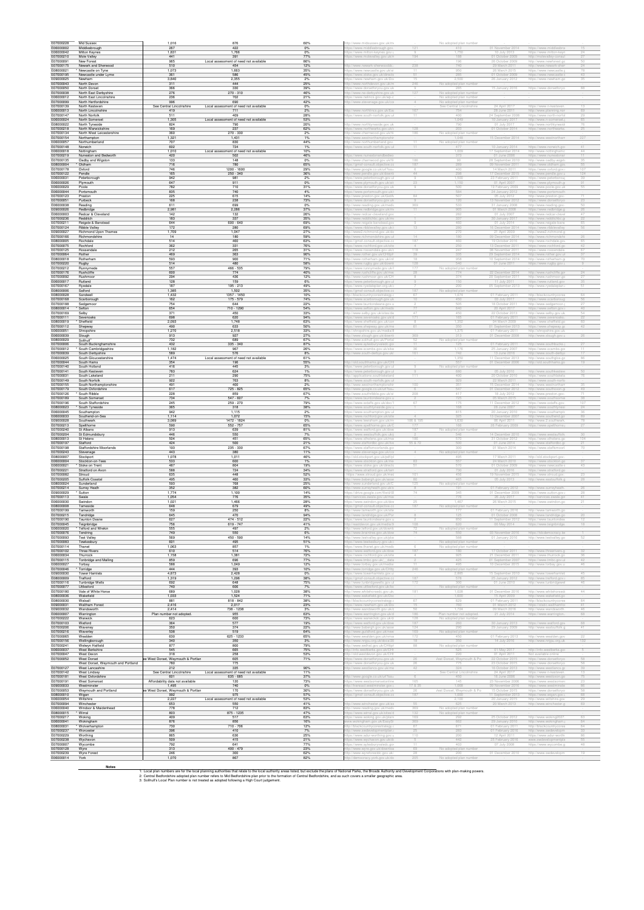| | | | | |
|---|---|---|---|---|
| E07000228 | Mid Sussex | 1,016 | 876 | 60% |
| E06000002 | Middlesbrough | 267 | 422 | 0% |
| E06000042 | Milton Keynes | 1,831 | 1,766 | 0% |
| E07000210 | Mole Valley | 441 | 391 | 77% |
| E07000091 | New Forest | 965 | Local assessment of need not available | 86% |
| E07000175 | Newark and Sherwood | 510 | 454 | 12% |
| E08000021 | * Newcastle on Tyne | 1,073 | 1,663 | 35% |
| E07000195 | Newcastle under Lyme | 361 | 586 | 45% |
| E09000025 | Newham | 3,846 | 2,355 | 2% |
| E07000043 | North Devon | 311 | 444 | 25% |
| E07000050 | North Dorset | 366 | 330 | 39% |
| E07000038 | North East Derbyshire | 276 | 270 - 310 | 46% |
| E06000012 | North East Lincolnshire | 236 | 702 | 21% |
| E07000099 | North Hertfordshire | 996 | 636 | 42% |
| E07000139 | North Kesteven | See Central Lincolnshire | Local assessment of need not available | 0% |
| E06000013 | North Lincolnshire | 419 | 711 | 2% |
| E07000147 | North Norfolk | 511 | 409 | 28% |
| E06000024 | North Somerset | 1,305 | Local assessment of need not available | 53% |
| E08000022 | North Tyneside | 824 | 790 | 20% |
| E07000218 | North Warwickshire | 169 | 237 | 62% |
| E07000134 | North West Leicestershire | 360 | 270 - 330 | 2% |
| E07000154 | Northampton | 1,321 | 1,431 | 1% |
| E06000057 | Northumberland | 707 | 830 | 44% |
| E07000148 | Norwich | 602 | 724 | 1% |
| E06000018 | Nottingham | 1,010 | Local assessment of need not available | 10% |
| E07000219 | Nuneaton and Bedworth | 420 | 502 | 46% |
| E07000135 | Oadby and Wigston | 133 | 148 | 0% |
| E08000004 | Oldham | 716 | 780 | 65% |
| E07000178 | Oxford | 746 | 1200 - 1600 | 29% |
| E07000122 | Pendle | 165 | 250 - 340 | 36% |
| E06000031 | Peterborough | 942 | 981 | 2% |
| E06000026 | Plymouth | 647 | 911 | 0% |
| E06000029 | Poole | 782 | 710 | 31% |
| E06000044 | Portsmouth | 835 | 740 | 4% |
| E07000123 | Preston | 225 | 615 | 14% |
| E07000051 | Purbeck | 166 | 238 | 73% |
| E06000038 | Reading | 611 | 699 | 0% |
| E09000026 | Redbridge | 2,981 | 2,286 | 37% |
| E06000003 | Redcar & Cleveland | 142 | 132 | 26% |
| E07000236 | Redditch | 183 | 337 | 35% |
| E07000211 | Reigate & Banstead | 644 | 600 - 640 | 69% |
| E07000124 | Ribble Valley | 172 | 280 | 69% |
| E09000027 | Richmond Upon Thames | 1,709 | 1,047 | 27% |
| E07000166 | Richmondshire | 14 | 180 | 29% |
| E08000005 | Rochdale | 514 | 460 | 63% |
| E07000075 | Rochford | 362 | 331 | 76% |
| E07000125 | Rossendale | 212 | 265 | 31% |
| E07000064 | Rother | 469 | 363 | 90% |
| E08000018 | Rotherham | 593 | 900 | 71% |
| E07000220 | Rugby | 514 | 480 | 58% |
| E07000212 | Runnymede | 557 | 466 - 535 | 79% |
| E07000176 | Rushcliffe | 600 | 774 | 40% |
| E07000092 | Rushmoor | 294 | 436 | 12% |
| E06000017 | Rutland | 128 | 159 | 6% |
| E07000167 | Ryedale | 187 | 195 - 213 | 49% |
| E08000006 | Salford | 1,385 | 1,502 | 35% |
| E08000028 | Sandwell | 1,432 | 1357 - 1450 | 10% |
| E07000168 | Scarborough | 182 | 175 - 579 | 74% |
| E07000188 | Sedgemoor | 754 | 644 | 22% |
| E08000014 | * Sefton | 654 | 710 - 1290 | 54% |
| E07000169 | Selby | 371 | 450 | 33% |
| E07000111 | Sevenoaks | 698 | 620 | 94% |
| E08000019 | Sheffield | 2,093 | 1,748 | 63% |
| E07000112 | Shepway | 490 | 633 | 50% |
| E06000051 | Shropshire | 1,276 | 2,518 | 33% |
| E06000039 | Slough | 913 | 927 | 27% |
| E08000029 | Solihull[3] | 732 | 686 | 67% |
| E07000006 | South Buckinghamshire | 432 | 335 - 340 | 87% |
| E07000012 | South Cambridgeshire | 1,182 | 967 | 26% |
| E07000039 | South Derbyshire | 589 | 576 | 8% |
| E06000025 | South Gloucestershire | 1,474 | Local assessment of need not available | 61% |
| E07000044 | South Hams | 354 | 196 | 55% |
| E07000140 | South Holland | 416 | 445 | 3% |
| E07000141 | South Kesteven | 783 | 624 | 1% |
| E07000031 | South Lakeland | 211 | 290 | 75% |
| E07000149 | South Norfolk | 922 | 763 | 8% |
| E07000155 | South Northamptonshire | 491 | 400 | 2% |
| E07000179 | South Oxfordshire | 617 | 725 - 825 | 65% |
| E07000126 | * South Ribble | 228 | 659 | 67% |
| E07000189 | South Somerset | 734 | 547 - 607 | 7% |
| E07000196 | South Staffordshire | 245 | 259 - 270 | 79% |
| E08000023 | South Tyneside | 365 | 318 | 38% |
| E06000045 | Southampton | 942 | 1,115 | 2% |
| E06000033 | Southend-on-Sea | 1,114 | 1,072 | 15% |
| E09000028 | Southwark | 3,069 | 1472 - 1824 | 0% |
| E07000213 | Spelthorne | 590 | 552 - 757 | 65% |
| E07000240 | St Albans | 913 | 639 | 81% |
| E07000204 | St Edmundsbury | 446 | 550 | 7% |
| E08000013 | St Helens | 504 | 451 | 65% |
| E07000197 | Stafford | 424 | 500 | 61% |
| E07000198 | Staffordshire Moorlands | 193 | 235 - 330 | 67% |
| E07000243 | Stevenage | 443 | 380 | 11% |
| E08000007 | Stockport | 1,078 | 1,011 | 46% |
| E06000004 | Stockton-on-Tees | 533 | 600 | 1% |
| E06000021 | * Stoke on Trent | 487 | 804 | 19% |
| E07000221 | Stratford on Avon | 588 | 724 | 34% |
| E07000082 | Stroud | 635 | 448 | 52% |
| E07000205 | Suffolk Coastal | 495 | 460 | 33% |
| E08000024 | Sunderland | 593 | 768 | 25% |
| E07000214 | Surrey Heath | 352 | 382 | 60% |
| E09000029 | * Sutton | 1,774 | 1,100 | 14% |
| E07000113 | Swale | 1,064 | 776 | 35% |
| E06000030 | Swindon | 1,021 | 1,466 | 28% |
| E08000008 | Tameside | 648 | 679 | 47% |
| E07000199 | Tamworth | 159 | 250 | 8% |
| E07000215 | Tandridge | 645 | 470 | 94% |
| E07000190 | Taunton Deane | 627 | 474 - 512 | 22% |
| E07000045 | Teignbridge | 756 | 619 - 747 | 41% |
| E06000020 | * Telford and Wrekin | 555 | 497 | 2% |
| E07000076 | Tendring | 749 | 550 | 6% |
| E07000093 | Test Valley | 569 | 450 - 590 | 14% |
| E07000083 | Tewkesbury | 601 | 495 | 51% |
| E07000114 | Thanet | 1,063 | 857 | 1% |
| E07000102 | Three Rivers | 610 | 514 | 76% |
| E06000034 | Thurrock | 1,158 | 1,381 | 72% |
| E07000115 | Tonbridge and Malling | 859 | 696 | 77% |
| E06000027 | Torbay | 588 | 1,049 | 12% |
| E07000046 | Torridge | 444 | 393 | 10% |
| E09000030 | Tower Hamlets | 4,873 | 2,428 | 0% |
| E08000009 | Trafford | 1,319 | 1,296 | 38% |
| E07000116 | Tunbridge Wells | 692 | 648 | 75% |
| E07000077 | Uttlesford | 740 | 606 | 7% |
| E07000180 | Vale of White Horse | 689 | 1,028 | 38% |
| E08000036 | Wakefield | 1,033 | 1,524 | 71% |
| E08000030 | Walsall | 881 | 818 - 842 | 38% |
| E09000031 | Waltham Forest | 2,416 | 2,017 | 23% |
| E09000032 | Wandsworth | 2,414 | 738 - 1238 | 3% |
| E06000007 | Warrington | Plan number not adopted. | 955 | 63% |
| E07000222 | Warwick | 623 | 600 | 73% |
| E07000103 | Watford | 364 | 577 | 19% |
| E07000206 | Waveney | 350 | 374 | 22% |
| E07000216 | Waverley | 538 | 519 | 64% |
| E07000065 | Wealden | 830 | 625 - 1233 | 65% |
| E07000156 | Wellingborough | 340 | 350 | 3% |
| E07000241 | Welwyn Hatfield | 877 | 800 | 79% |
| E06000037 | West Berkshire | 545 | 665 | 75% |
| E07000047 | West Devon | 318 | 258 | 53% |
| E07000052 | West Dorset | See West Dorset, Weymouth & Portland | 605 | 71% |
| | West Dorset, Weymouth and Portland | 780 | 775 | |
| E07000127 | West Lancashire | 212 | 335 | 90% |
| E07000142 | West Lindsey | See Central Lincolnshire | Local assessment of need not available | 11% |
| E07000181 | West Oxfordshire | 601 | 635 - 665 | 37% |
| E07000191 | West Somerset | Affordability data not available | 120 | 73% |
| E09000033 | Westminster | 1,495 | 740 | 0% |
| E07000053 | Weymouth and Portland | See West Dorset, Weymouth & Portland | 170 | 30% |
| E08000010 | Wigan | 992 | 975 | 57% |
| E06000054 | Wiltshire | 2,227 | Local assessment of need not available | 53% |
| E07000094 | Winchester | 653 | 550 | 41% |
| E06000040 | Windsor & Maidenhead | 778 | 712 | 83% |
| E08000015 | * Wirral | 803 | 675 - 1235 | 47% |
| E07000217 | Woking | 409 | 517 | 63% |
| E06000041 | Wokingham | 876 | 856 | 16% |
| E08000031 | * Wolverhampton | 730 | 710 - 706 | 12% |
| E07000237 | Worcester | 396 | 410 | 7% |
| E07000229 | Worthing | 865 | 636 | 25% |
| E07000238 | Wychavon | 509 | 415 | 21% |
| E07000007 | Wycombe | 792 | 641 | 77% |
| E07000128 | Wyre | 313 | 400 - 479 | 23% |
| E07000239 | Wyre Forest | 246 | 300 | 62% |
| E06000014 | York | 1,070 | 867 | 82% |

**Notes**

1: Local plan numbers are for the local planning authorities that relate to the local authority areas listed, but exclude the plans of National Parks, the Broads Authority and Development Corporations with plan-making powers.
2: Central Bedfordshire adopted plan number refers to Mid Bedfordshire plan prior to the formation of Central Bedfordshire, and as such covers a smaller geographic area.
3: Solihull's Local Plan number is not treated as adopted following a High Court judgement.